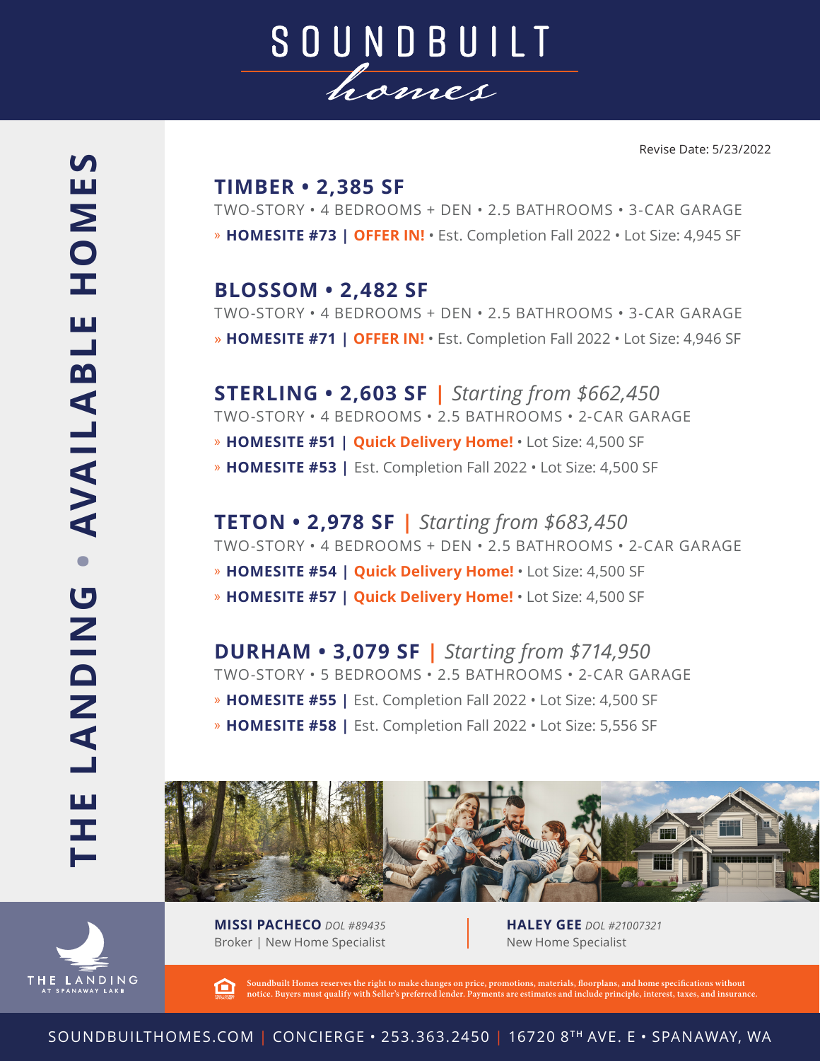# SOUNDBUILT homes

## THE LANDING • AVAILABLE HOMES

Revise Date: 5/23/2022

### TIMBER • 2,385 SF

TWO-STORY • 4 BEDROOMS + DEN • 2.5 BATHROOMS • 3-CAR GARAGE

» **HOMESITE #73 | OFFER IN!** • Est. Completion Fall 2022 • Lot Size: 4,945 SF

### BLOSSOM • 2,482 SF

TWO-STORY • 4 BEDROOMS + DEN • 2.5 BATHROOMS • 3-CAR GARAGE

» **HOMESITE #71 | OFFER IN!** • Est. Completion Fall 2022 • Lot Size: 4,946 SF

### STERLING • 2,603 SF | *Starting from $662,450*

TWO-STORY • 4 BEDROOMS • 2.5 BATHROOMS • 2-CAR GARAGE

» **HOMESITE #51 | Quick Delivery Home!** • Lot Size: 4,500 SF

» **HOMESITE #53 |** Est. Completion Fall 2022 • Lot Size: 4,500 SF

### TETON • 2,978 SF | *Starting from $683,450*

TWO-STORY • 4 BEDROOMS + DEN • 2.5 BATHROOMS • 2-CAR GARAGE

» **HOMESITE #54 | Quick Delivery Home!** • Lot Size: 4,500 SF

» **HOMESITE #57 | Quick Delivery Home!** • Lot Size: 4,500 SF

### DURHAM • 3,079 SF | *Starting from $714,950*

TWO-STORY • 5 BEDROOMS • 2.5 BATHROOMS • 2-CAR GARAGE

» **HOMESITE #55 |** Est. Completion Fall 2022 • Lot Size: 4,500 SF

» **HOMESITE #58 |** Est. Completion Fall 2022 • Lot Size: 5,556 SF

THE LANDING AT SPANAWAY LAKE

**MISSI PACHECO** *DOL #89435*
Broker | New Home Specialist

**HALEY GEE** *DOL #21007321*
New Home Specialist

Soundbuilt Homes reserves the right to make changes on price, promotions, materials, floorplans, and home specifications without notice. Buyers must qualify with Seller's preferred lender. Payments are estimates and include principle, interest, taxes, and insurance.

SOUNDBUILTHOMES.COM | CONCIERGE • 253.363.2450 | 16720 8TH AVE. E • SPANAWAY, WA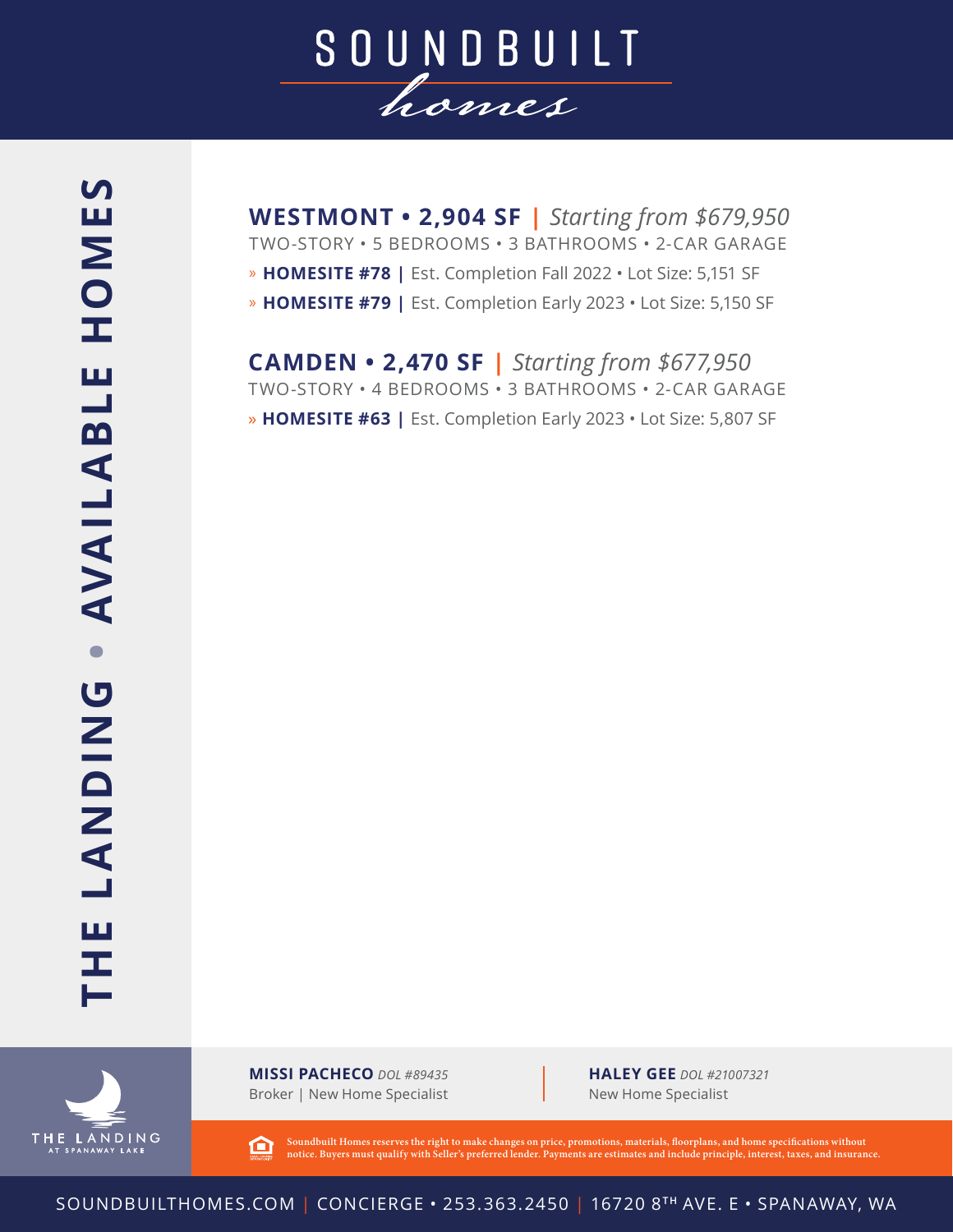# SOUNDBUILT homes

## THE LANDING • AVAILABLE HOMES

### WESTMONT • 2,904 SF | *Starting from $679,950*

TWO-STORY • 5 BEDROOMS • 3 BATHROOMS • 2-CAR GARAGE

» **HOMESITE #78 |** Est. Completion Fall 2022 • Lot Size: 5,151 SF

» **HOMESITE #79 |** Est. Completion Early 2023 • Lot Size: 5,150 SF

### CAMDEN • 2,470 SF | *Starting from $677,950*

TWO-STORY • 4 BEDROOMS • 3 BATHROOMS • 2-CAR GARAGE

» **HOMESITE #63 |** Est. Completion Early 2023 • Lot Size: 5,807 SF

THE LANDING AT SPANAWAY LAKE

**MISSI PACHECO** *DOL #89435*
Broker | New Home Specialist

**HALEY GEE** *DOL #21007321*
New Home Specialist

Soundbuilt Homes reserves the right to make changes on price, promotions, materials, floorplans, and home specifications without notice. Buyers must qualify with Seller's preferred lender. Payments are estimates and include principle, interest, taxes, and insurance.

SOUNDBUILTHOMES.COM | CONCIERGE • 253.363.2450 | 16720 8TH AVE. E • SPANAWAY, WA